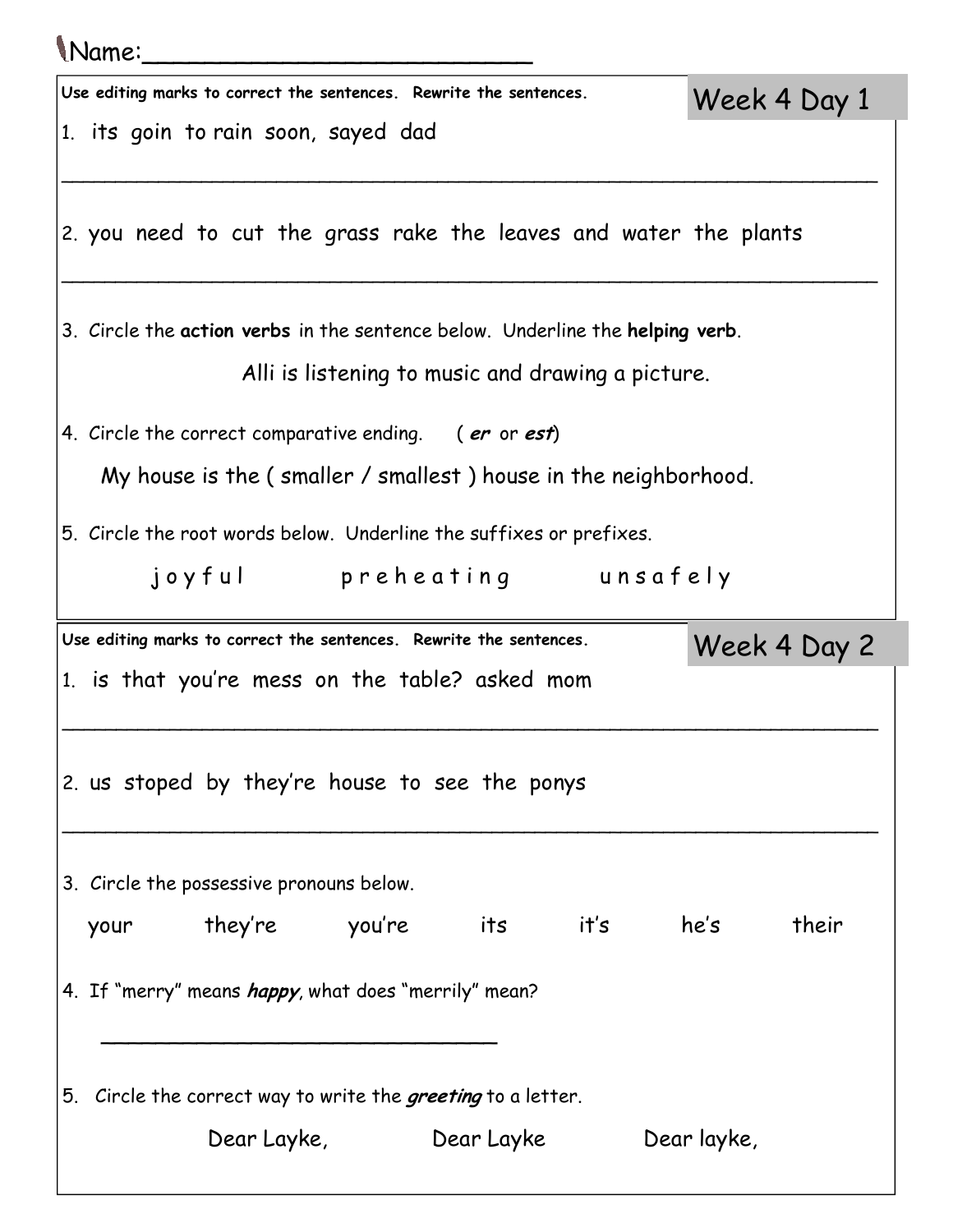Name:_________________________

## Week 4 Day 1

**Use editing marks to correct the sentences. Rewrite the sentences.**

1. its goin to rain soon, sayed dad

_______________________________________________________________

2. you need to cut the grass rake the leaves and water the plants

_______________________________________________________________

3. Circle the **action verbs** in the sentence below. Underline the **helping verb**.

   Alli is listening to music and drawing a picture.

4. Circle the correct comparative ending. ( ***er*** or ***est***)

   My house is the ( smaller / smallest ) house in the neighborhood.

5. Circle the root words below. Underline the suffixes or prefixes.

   j o y f u l      p r e h e a t i n g      u n s a f e l y

## Week 4 Day 2

**Use editing marks to correct the sentences. Rewrite the sentences.**

1. is that you're mess on the table? asked mom

_______________________________________________________________

2. us stoped by they're house to see the ponys

_______________________________________________________________

3. Circle the possessive pronouns below.

   your      they're      you're      its      it's      he's      their

4. If "merry" means ***happy***, what does "merrily" mean?

   ______________________________

5. Circle the correct way to write the ***greeting*** to a letter.

   Dear Layke,      Dear Layke      Dear layke,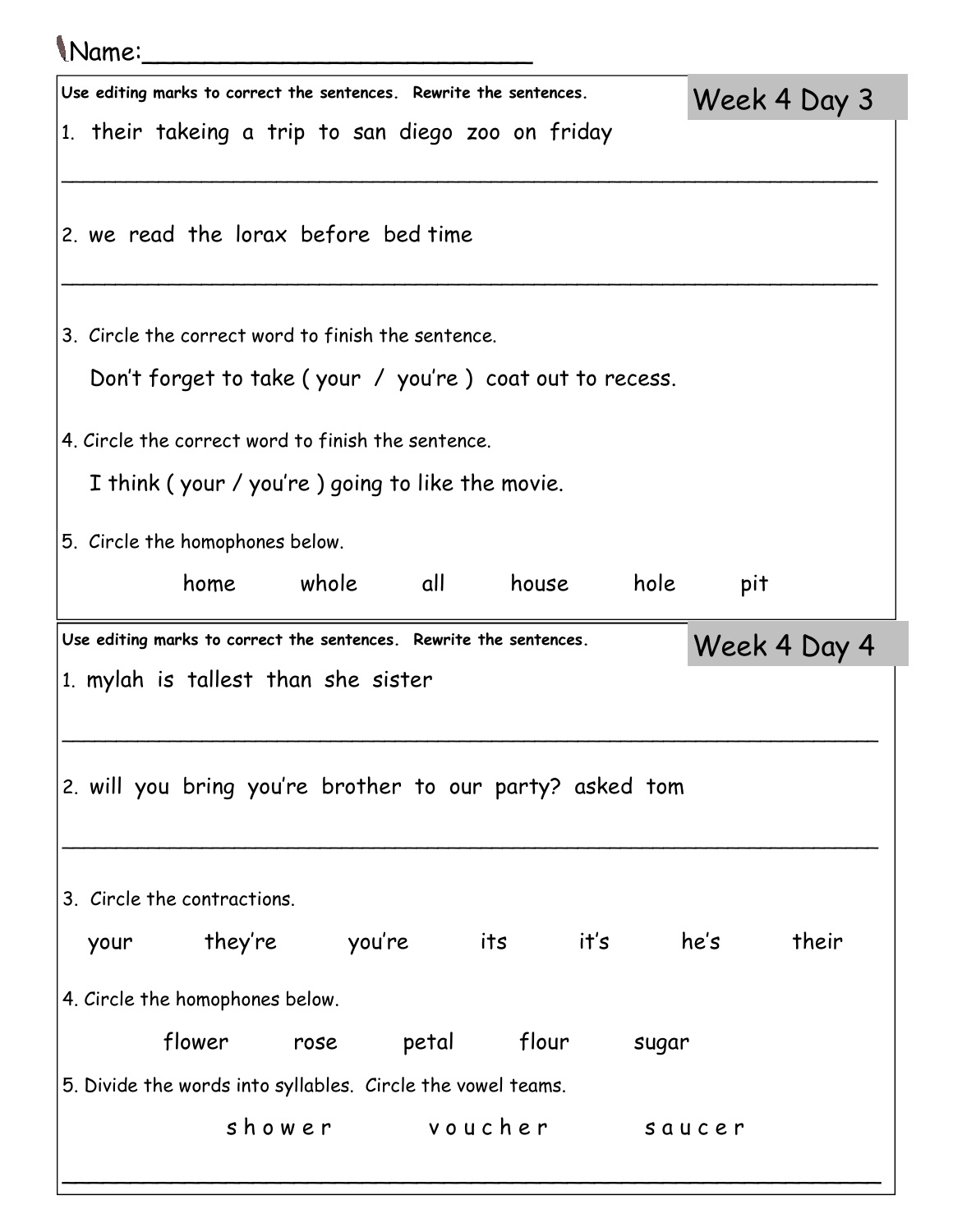Name:\_\_\_\_\_\_\_\_\_\_\_\_\_\_\_\_\_\_\_\_\_\_\_\_

## Week 4 Day 3

**Use editing marks to correct the sentences. Rewrite the sentences.**

1. their takeing a trip to san diego zoo on friday

\_\_\_\_\_\_\_\_\_\_\_\_\_\_\_\_\_\_\_\_\_\_\_\_\_\_\_\_\_\_\_\_\_\_\_\_\_\_\_\_\_\_\_\_\_\_\_\_\_\_\_\_\_\_\_\_\_\_\_\_

2. we read the lorax before bed time

\_\_\_\_\_\_\_\_\_\_\_\_\_\_\_\_\_\_\_\_\_\_\_\_\_\_\_\_\_\_\_\_\_\_\_\_\_\_\_\_\_\_\_\_\_\_\_\_\_\_\_\_\_\_\_\_\_\_\_\_

3. Circle the correct word to finish the sentence.

   Don't forget to take ( your / you're ) coat out to recess.

4. Circle the correct word to finish the sentence.

   I think ( your / you're ) going to like the movie.

5. Circle the homophones below.

   home whole all house hole pit

## Week 4 Day 4

**Use editing marks to correct the sentences. Rewrite the sentences.**

1. mylah is tallest than she sister

\_\_\_\_\_\_\_\_\_\_\_\_\_\_\_\_\_\_\_\_\_\_\_\_\_\_\_\_\_\_\_\_\_\_\_\_\_\_\_\_\_\_\_\_\_\_\_\_\_\_\_\_\_\_\_\_\_\_\_\_

2. will you bring you're brother to our party? asked tom

\_\_\_\_\_\_\_\_\_\_\_\_\_\_\_\_\_\_\_\_\_\_\_\_\_\_\_\_\_\_\_\_\_\_\_\_\_\_\_\_\_\_\_\_\_\_\_\_\_\_\_\_\_\_\_\_\_\_\_\_

3. Circle the contractions.

   your they're you're its it's he's their

4. Circle the homophones below.

   flower rose petal flour sugar

5. Divide the words into syllables. Circle the vowel teams.

   s h o w e r v o u c h e r s a u c e r

\_\_\_\_\_\_\_\_\_\_\_\_\_\_\_\_\_\_\_\_\_\_\_\_\_\_\_\_\_\_\_\_\_\_\_\_\_\_\_\_\_\_\_\_\_\_\_\_\_\_\_\_\_\_\_\_\_\_\_\_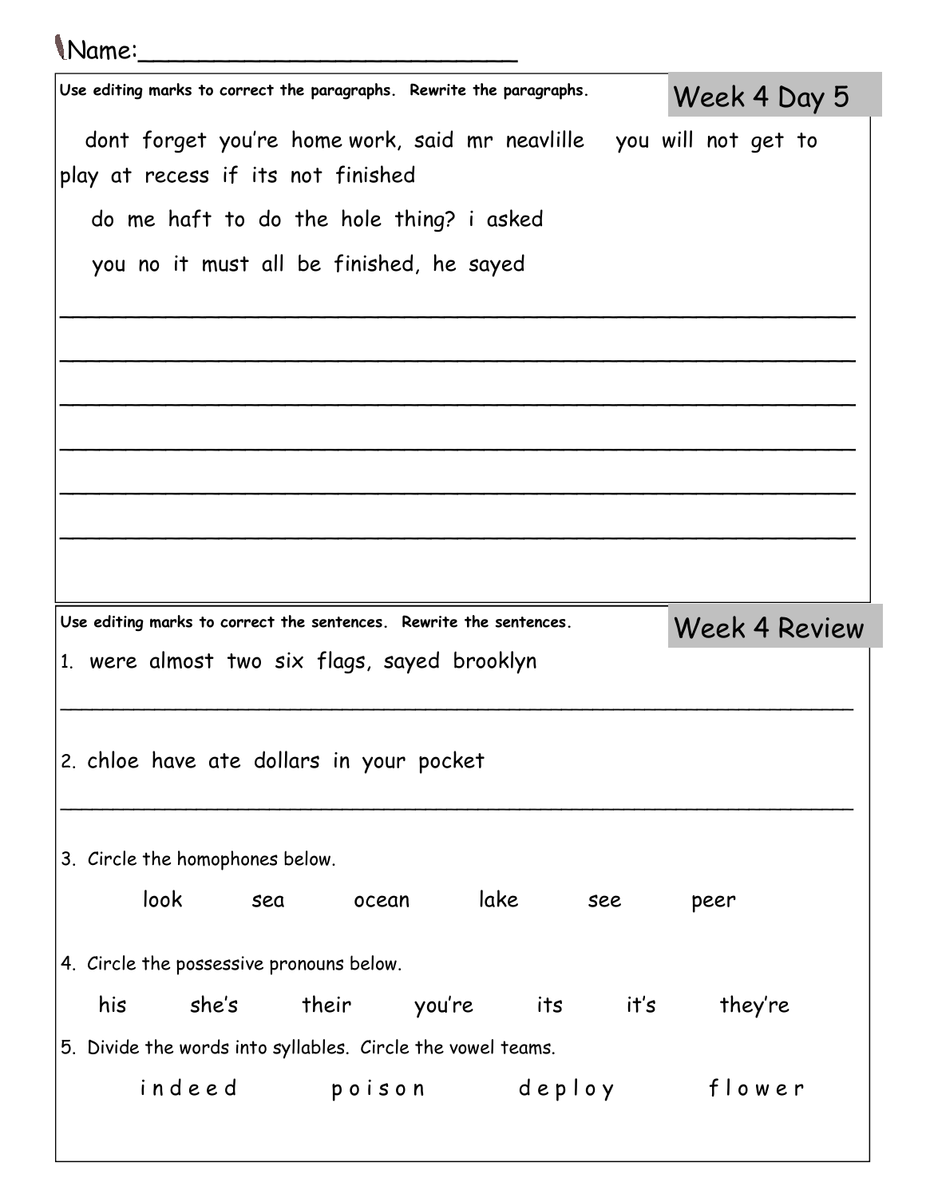Name:\_\_\_\_\_\_\_\_\_\_\_\_\_\_\_\_\_\_\_\_\_\_\_\_\_

## Week 4 Day 5

**Use editing marks to correct the paragraphs. Rewrite the paragraphs.**

dont forget you're home work, said mr neavlille you will not get to play at recess if its not finished

do me haft to do the hole thing? i asked

you no it must all be finished, he sayed

\_\_\_\_\_\_\_\_\_\_\_\_\_\_\_\_\_\_\_\_\_\_\_\_\_\_\_\_\_\_\_\_\_\_\_\_\_\_\_\_\_\_\_\_\_\_\_\_\_\_\_\_\_\_\_\_\_\_\_\_

\_\_\_\_\_\_\_\_\_\_\_\_\_\_\_\_\_\_\_\_\_\_\_\_\_\_\_\_\_\_\_\_\_\_\_\_\_\_\_\_\_\_\_\_\_\_\_\_\_\_\_\_\_\_\_\_\_\_\_\_

\_\_\_\_\_\_\_\_\_\_\_\_\_\_\_\_\_\_\_\_\_\_\_\_\_\_\_\_\_\_\_\_\_\_\_\_\_\_\_\_\_\_\_\_\_\_\_\_\_\_\_\_\_\_\_\_\_\_\_\_

\_\_\_\_\_\_\_\_\_\_\_\_\_\_\_\_\_\_\_\_\_\_\_\_\_\_\_\_\_\_\_\_\_\_\_\_\_\_\_\_\_\_\_\_\_\_\_\_\_\_\_\_\_\_\_\_\_\_\_\_

\_\_\_\_\_\_\_\_\_\_\_\_\_\_\_\_\_\_\_\_\_\_\_\_\_\_\_\_\_\_\_\_\_\_\_\_\_\_\_\_\_\_\_\_\_\_\_\_\_\_\_\_\_\_\_\_\_\_\_\_

\_\_\_\_\_\_\_\_\_\_\_\_\_\_\_\_\_\_\_\_\_\_\_\_\_\_\_\_\_\_\_\_\_\_\_\_\_\_\_\_\_\_\_\_\_\_\_\_\_\_\_\_\_\_\_\_\_\_\_\_

## Week 4 Review

**Use editing marks to correct the sentences. Rewrite the sentences.**

1. were almost two six flags, sayed brooklyn

\_\_\_\_\_\_\_\_\_\_\_\_\_\_\_\_\_\_\_\_\_\_\_\_\_\_\_\_\_\_\_\_\_\_\_\_\_\_\_\_\_\_\_\_\_\_\_\_\_\_\_\_\_\_\_\_\_\_\_\_

2. chloe have ate dollars in your pocket

\_\_\_\_\_\_\_\_\_\_\_\_\_\_\_\_\_\_\_\_\_\_\_\_\_\_\_\_\_\_\_\_\_\_\_\_\_\_\_\_\_\_\_\_\_\_\_\_\_\_\_\_\_\_\_\_\_\_\_\_

3. Circle the homophones below.

   look sea ocean lake see peer

4. Circle the possessive pronouns below.

   his she's their you're its it's they're

5. Divide the words into syllables. Circle the vowel teams.

   i n d e e d p o i s o n d e p l o y f l o w e r